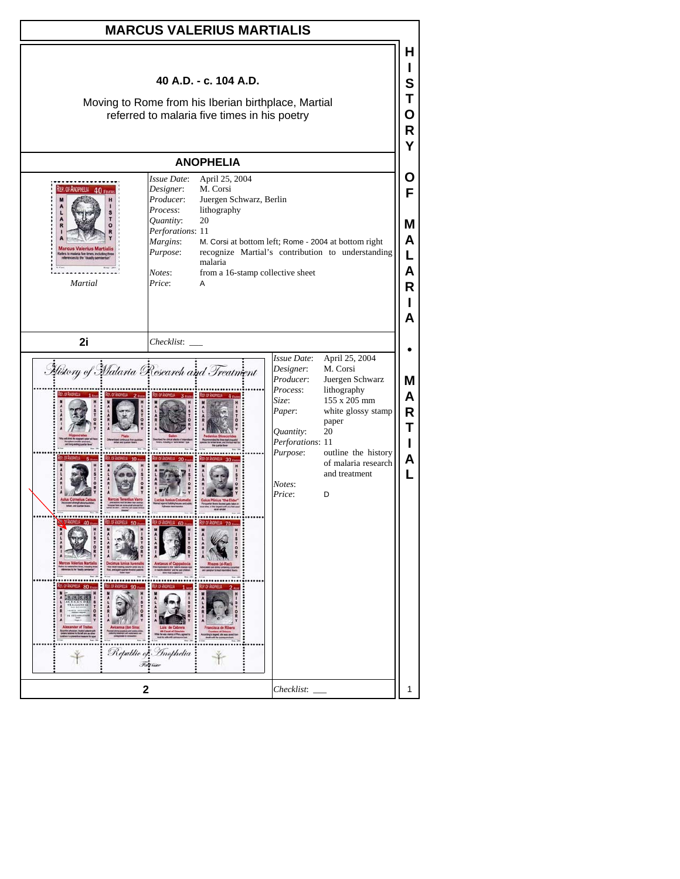# MARCUS VALERIUS MARTIALIS

**40 A.D. - c. 104 A.D.**

Moving to Rome from his Iberian birthplace, Martial referred to malaria five times in his poetry

## ANOPHELIA

*Martial*

| | |
|---|---|
| *Issue Date*: | April 25, 2004 |
| *Designer*: | M. Corsi |
| *Producer*: | Juergen Schwarz, Berlin |
| *Process*: | lithography |
| *Quantity*: | 20 |
| *Perforations*: | 11 |
| *Margins*: | M. Corsi at bottom left; Rome - 2004 at bottom right |
| *Purpose*: | recognize Martial's contribution to understanding malaria |
| *Notes*: | from a 16-stamp collective sheet |
| *Price*: | A |

**2i** *Checklist*: ___

| | |
|---|---|
| *Issue Date*: | April 25, 2004 |
| *Designer*: | M. Corsi |
| *Producer*: | Juergen Schwarz |
| *Process*: | lithography |
| *Size*: | 155 x 205 mm |
| *Paper*: | white glossy stamp paper |
| *Quantity*: | 20 |
| *Perforations*: | 11 |
| *Purpose*: | outline the history of malaria research and treatment |
| *Notes*: | |
| *Price*: | D |

**2** *Checklist*: ___

HISTORY OF MALARIA • MARTIAL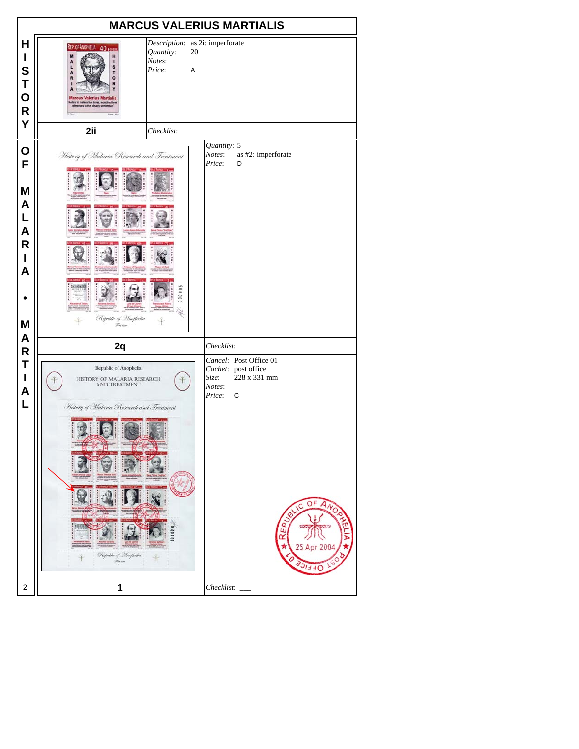# MARCUS VALERIUS MARTIALIS

**HISTORY OF MALARIA • MARTIAL**

| 2ii | |
|---|---|
| *Description*: as 2i: imperforate | |
| *Quantity*: 20 | |
| *Notes*: | |
| *Price*: A | |
| *Checklist*: ___ | |

| 2q | |
|---|---|
| *Quantity*: 5 | |
| *Notes*: as #2: imperforate | |
| *Price*: D | |
| *Checklist*: ___ | |

| 1 | |
|---|---|
| *Cancel*: Post Office 01 | |
| *Cachet*: post office | |
| *Size*: 228 x 331 mm | |
| *Notes*: | |
| *Price*: C | |
| *Checklist*: ___ | |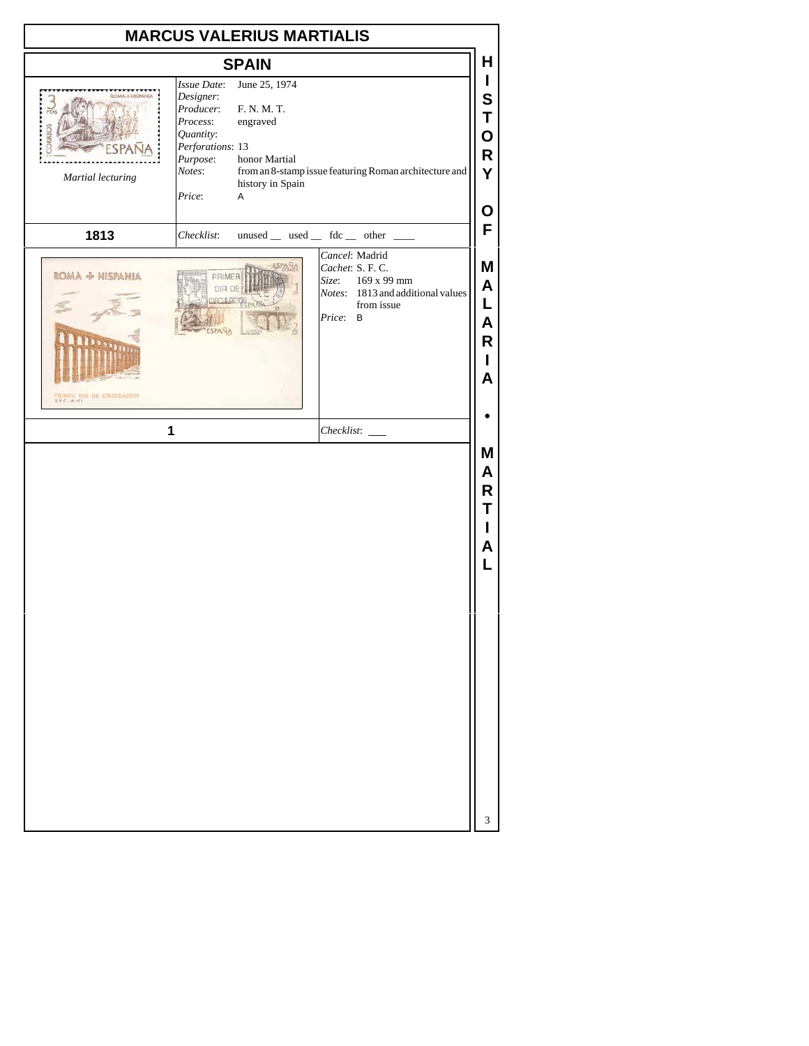# MARCUS VALERIUS MARTIALIS

## SPAIN

*Martial lecturing*

*Issue Date*: June 25, 1974
*Designer*:
*Producer*: F. N. M. T.
*Process*: engraved
*Quantity*:
*Perforations*: 13
*Purpose*: honor Martial
*Notes*: from an 8-stamp issue featuring Roman architecture and history in Spain
*Price*: A

**1813** *Checklist*: unused __ used __ fdc __ other ____

*Cancel*: Madrid
*Cachet*: S. F. C.
*Size*: 169 x 99 mm
*Notes*: 1813 and additional values from issue
*Price*: B

**1** *Checklist*: ___

HISTORY OF MALARIA • MARTIAL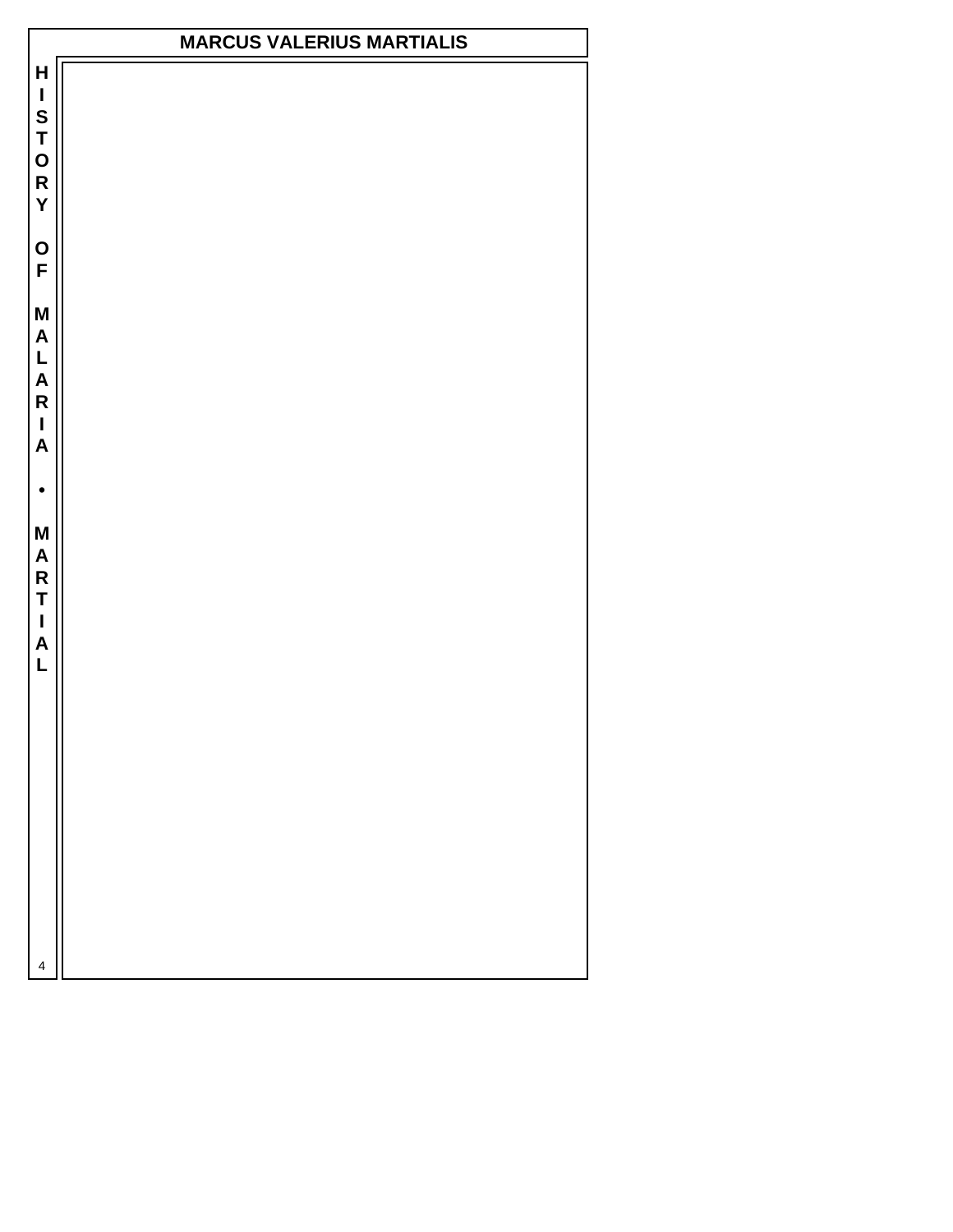# MARCUS VALERIUS MARTIALIS